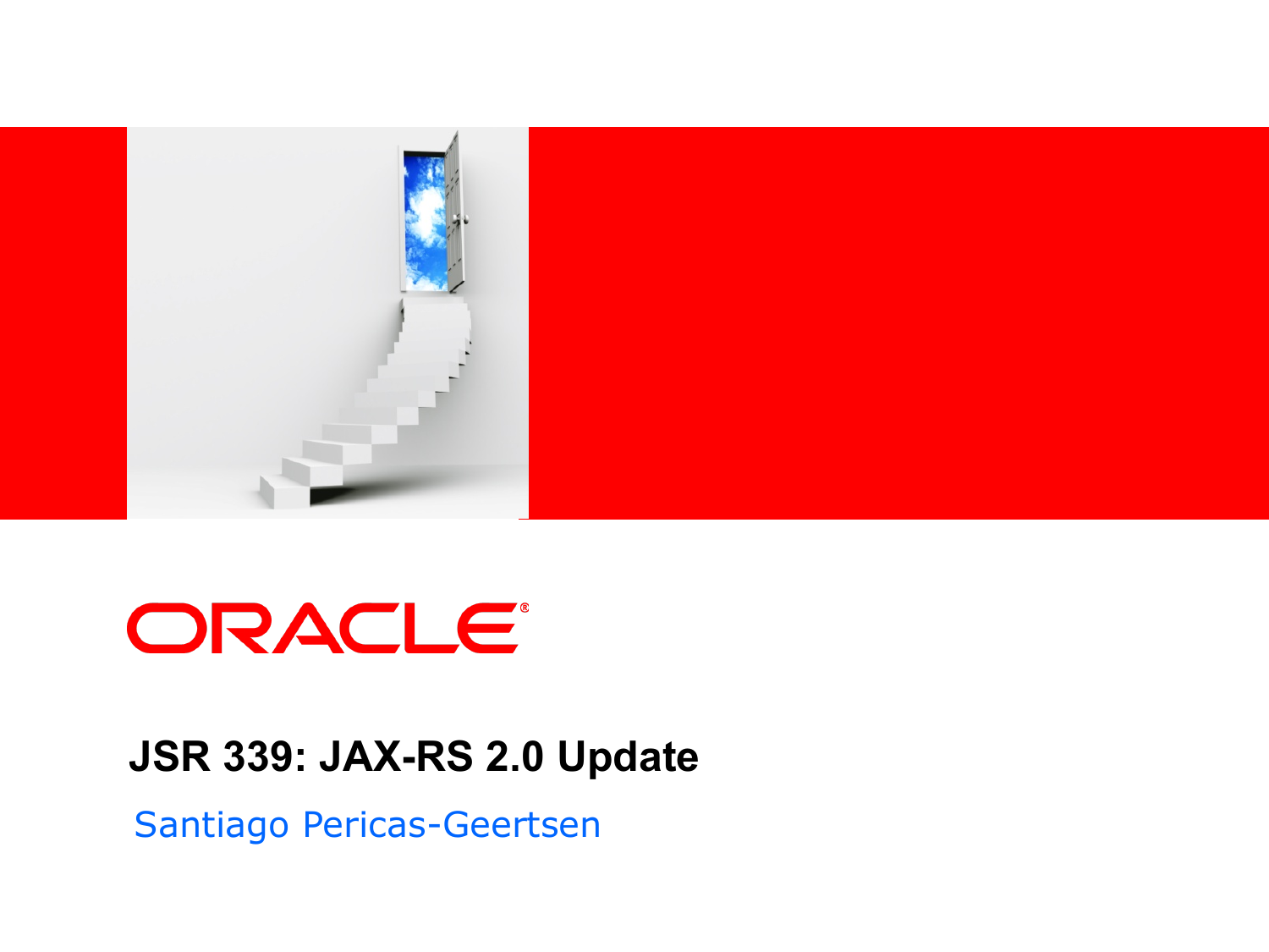ORACLE®

# JSR 339: JAX-RS 2.0 Update

Santiago Pericas-Geertsen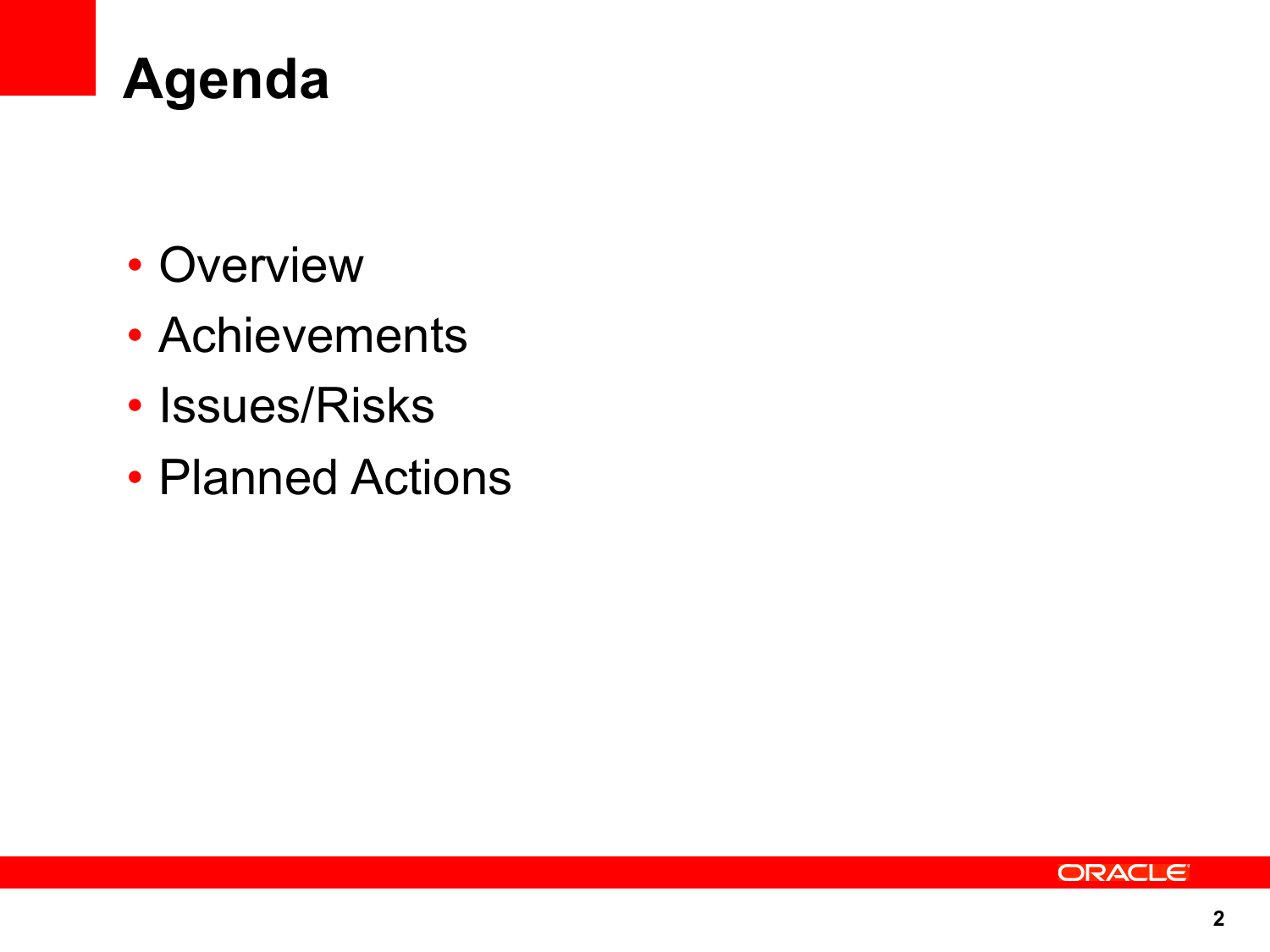# Agenda

- Overview
- Achievements
- Issues/Risks
- Planned Actions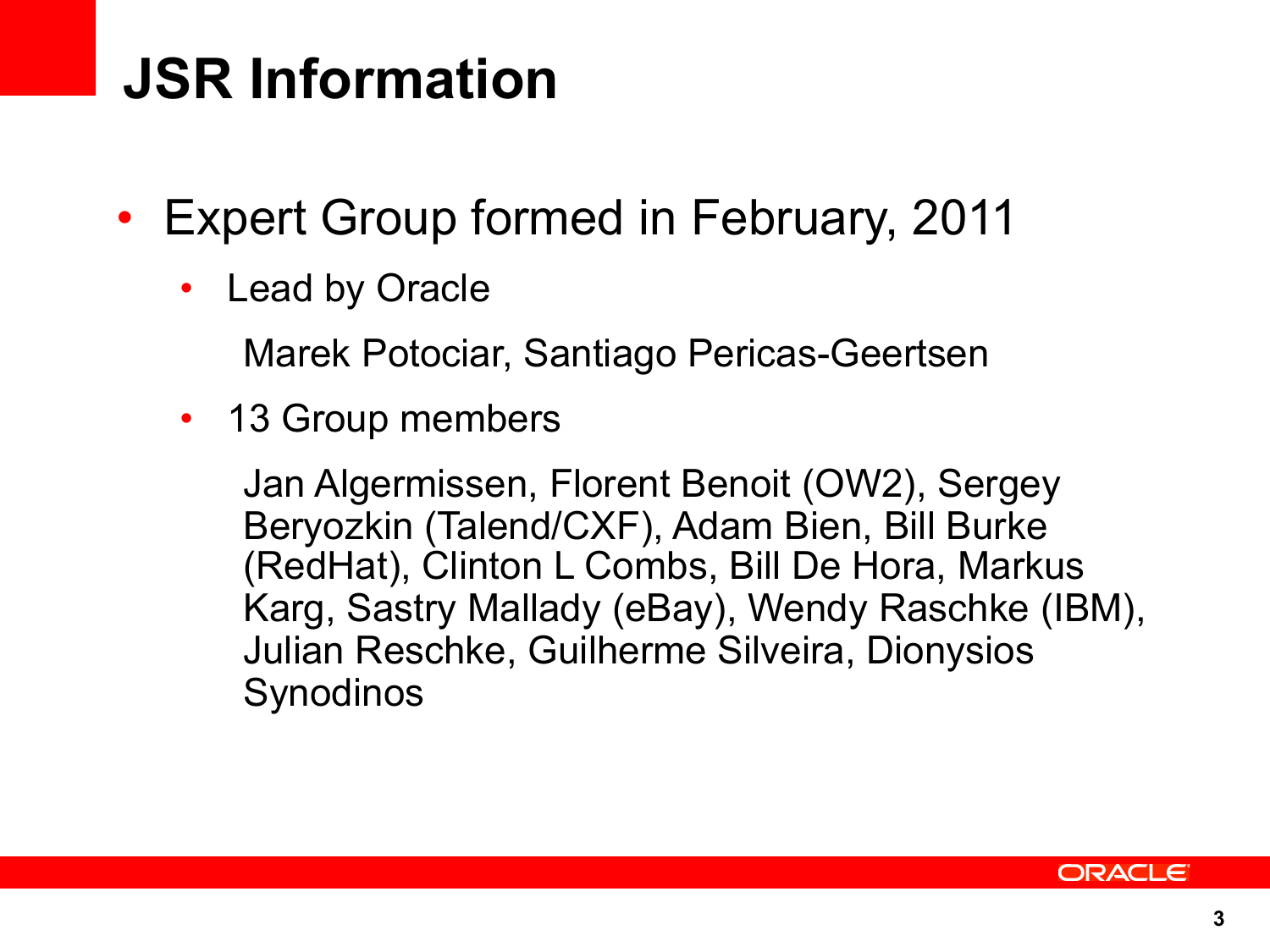# JSR Information

- Expert Group formed in February, 2011
  - Lead by Oracle

    Marek Potociar, Santiago Pericas-Geertsen
  - 13 Group members

    Jan Algermissen, Florent Benoit (OW2), Sergey Beryozkin (Talend/CXF), Adam Bien, Bill Burke (RedHat), Clinton L Combs, Bill De Hora, Markus Karg, Sastry Mallady (eBay), Wendy Raschke (IBM), Julian Reschke, Guilherme Silveira, Dionysios Synodinos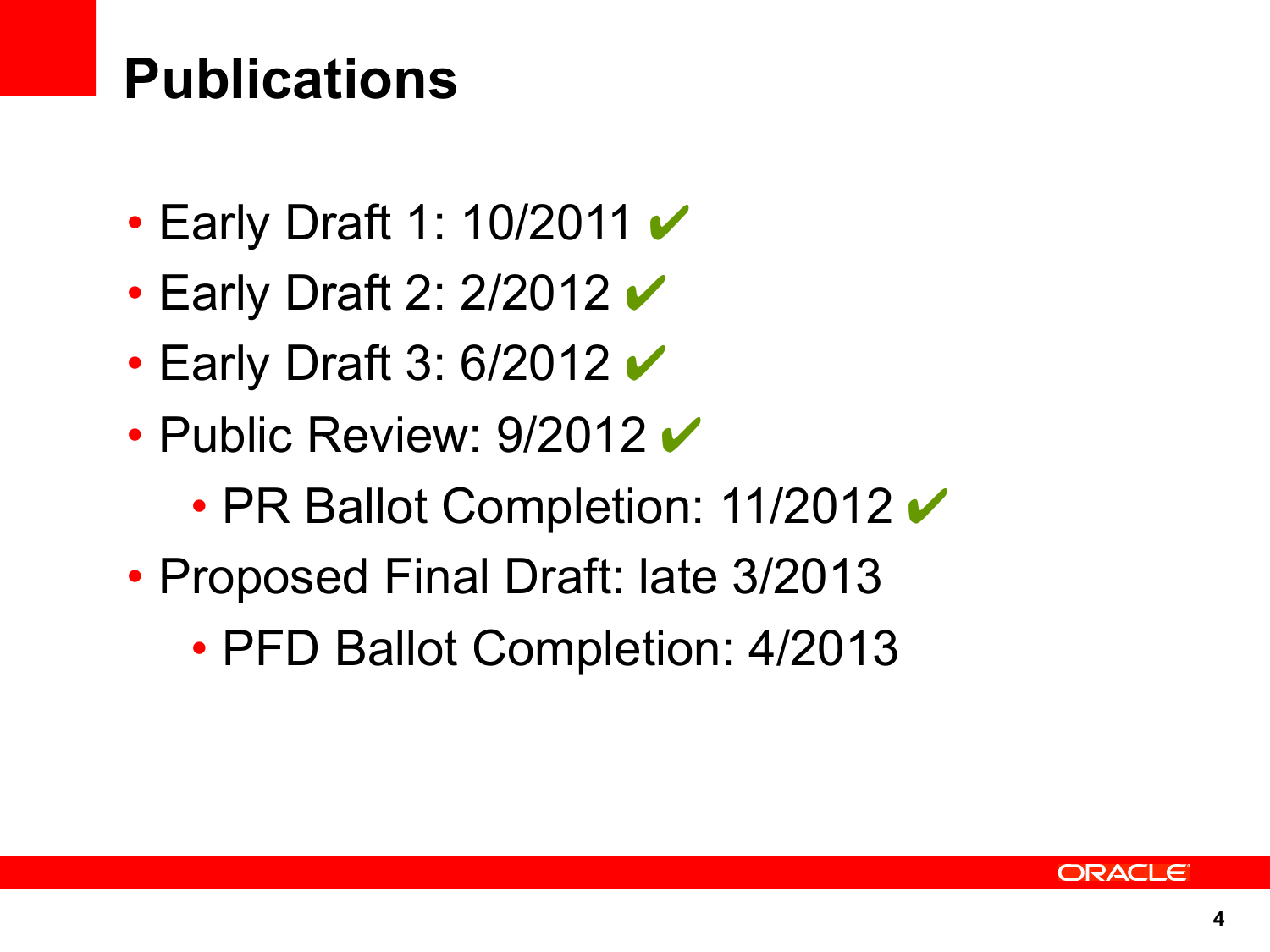# Publications

- Early Draft 1: 10/2011 ✔
- Early Draft 2: 2/2012 ✔
- Early Draft 3: 6/2012 ✔
- Public Review: 9/2012 ✔
  - PR Ballot Completion: 11/2012 ✔
- Proposed Final Draft: late 3/2013
  - PFD Ballot Completion: 4/2013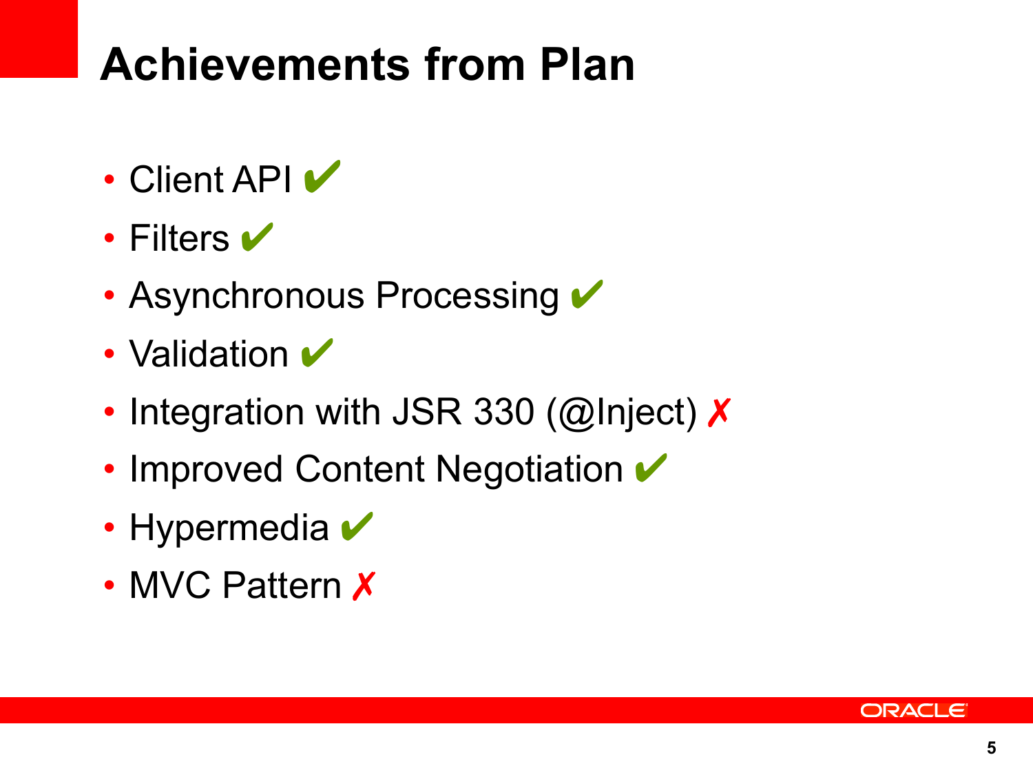# Achievements from Plan

- Client API ✔
- Filters ✔
- Asynchronous Processing ✔
- Validation ✔
- Integration with JSR 330 (@Inject) ✗
- Improved Content Negotiation ✔
- Hypermedia ✔
- MVC Pattern ✗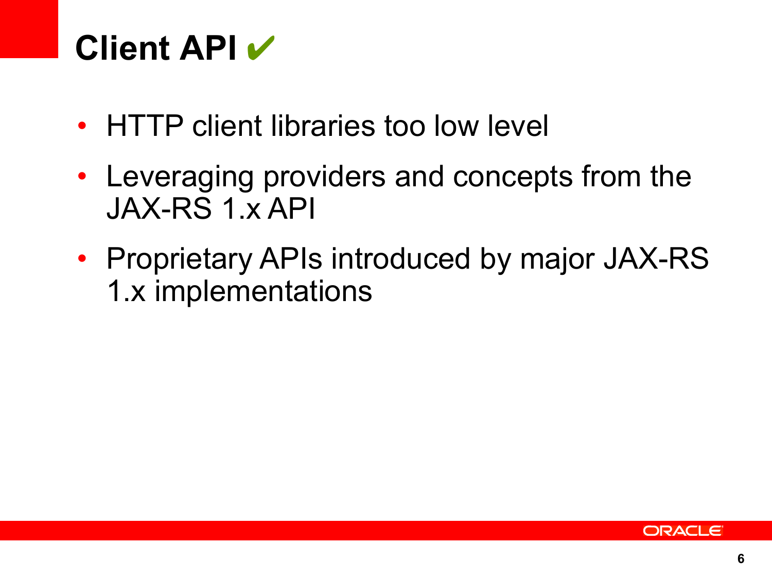# Client API ✔

- HTTP client libraries too low level
- Leveraging providers and concepts from the JAX-RS 1.x API
- Proprietary APIs introduced by major JAX-RS 1.x implementations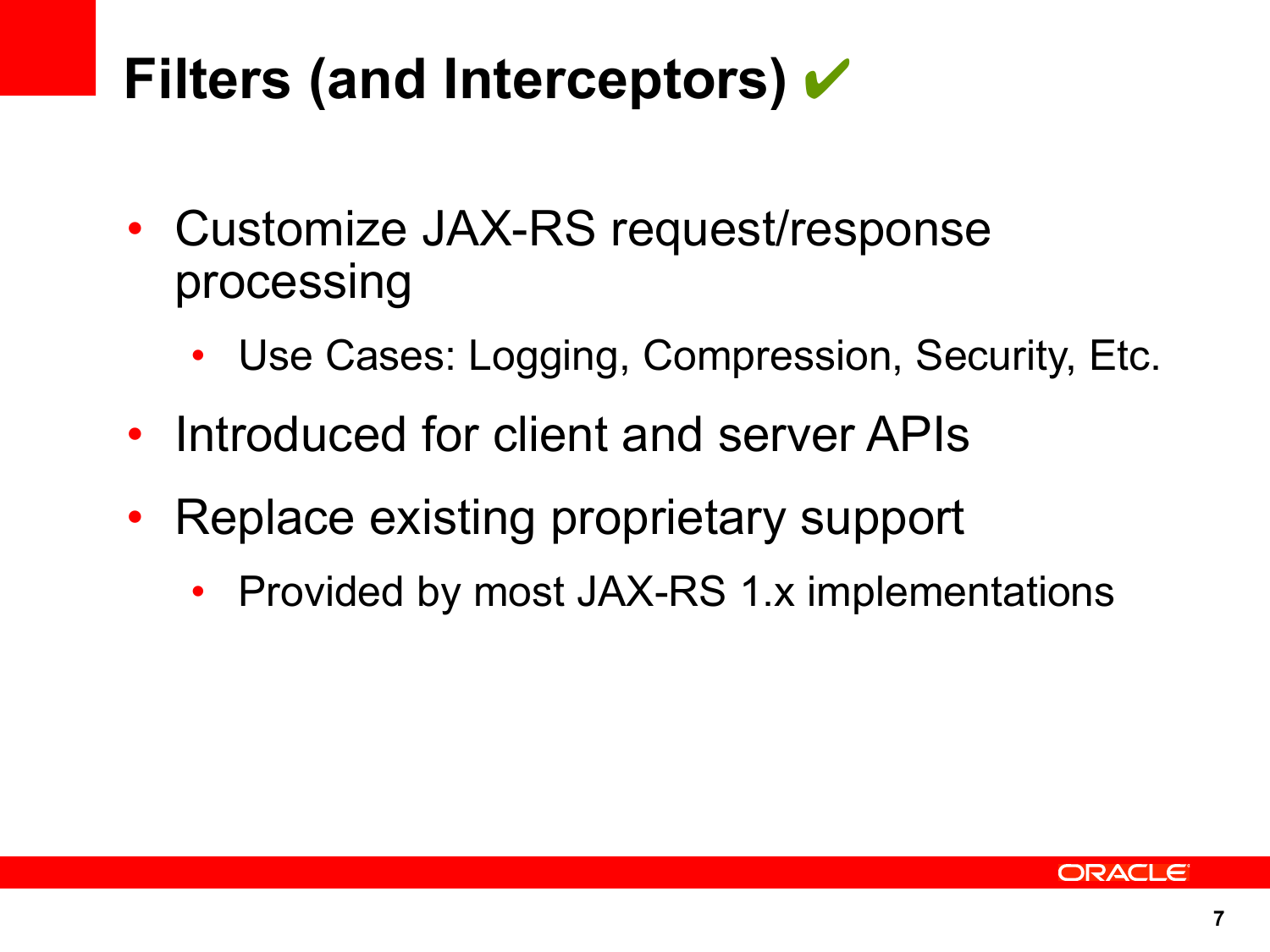# Filters (and Interceptors) ✔

- Customize JAX-RS request/response processing
  - Use Cases: Logging, Compression, Security, Etc.
- Introduced for client and server APIs
- Replace existing proprietary support
  - Provided by most JAX-RS 1.x implementations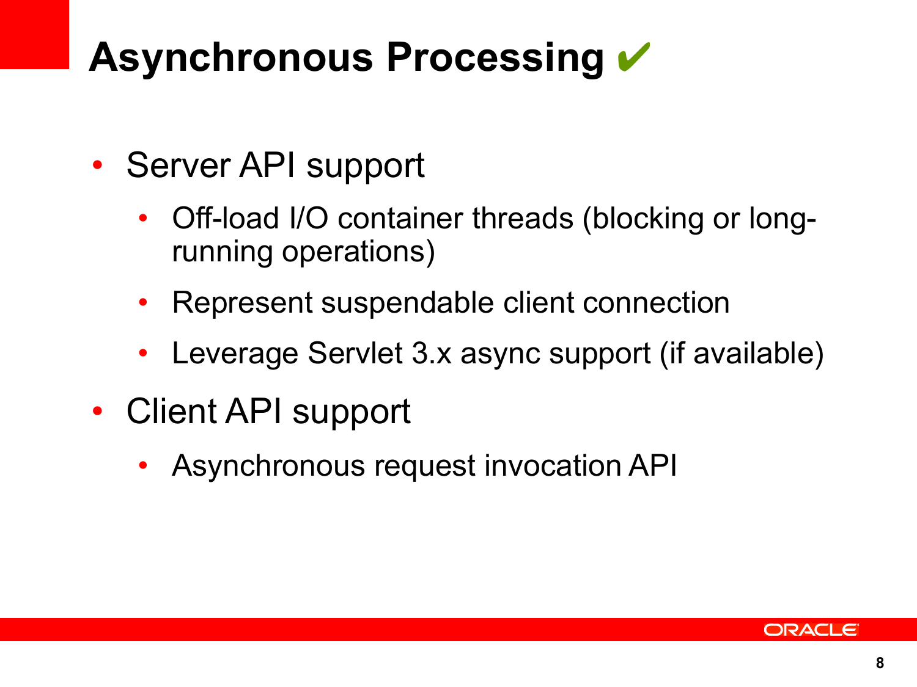# Asynchronous Processing ✔

- Server API support
  - Off-load I/O container threads (blocking or long-running operations)
  - Represent suspendable client connection
  - Leverage Servlet 3.x async support (if available)
- Client API support
  - Asynchronous request invocation API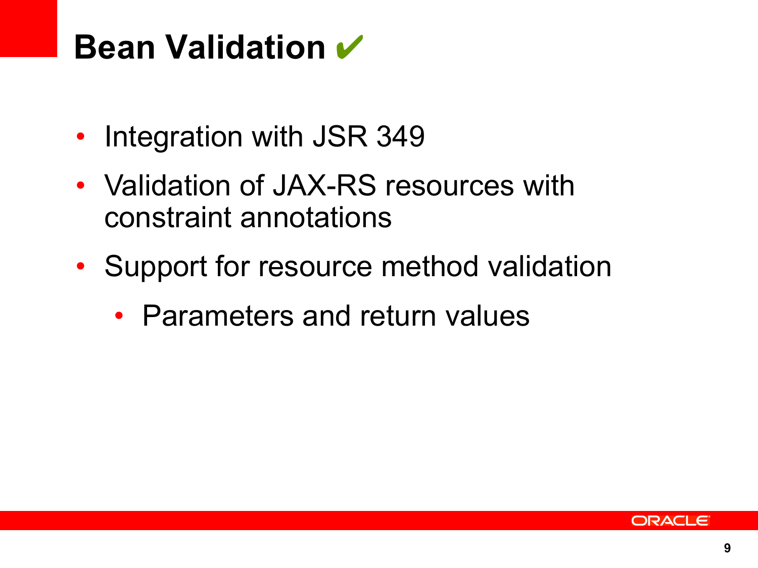# Bean Validation ✔

- Integration with JSR 349
- Validation of JAX-RS resources with constraint annotations
- Support for resource method validation
  - Parameters and return values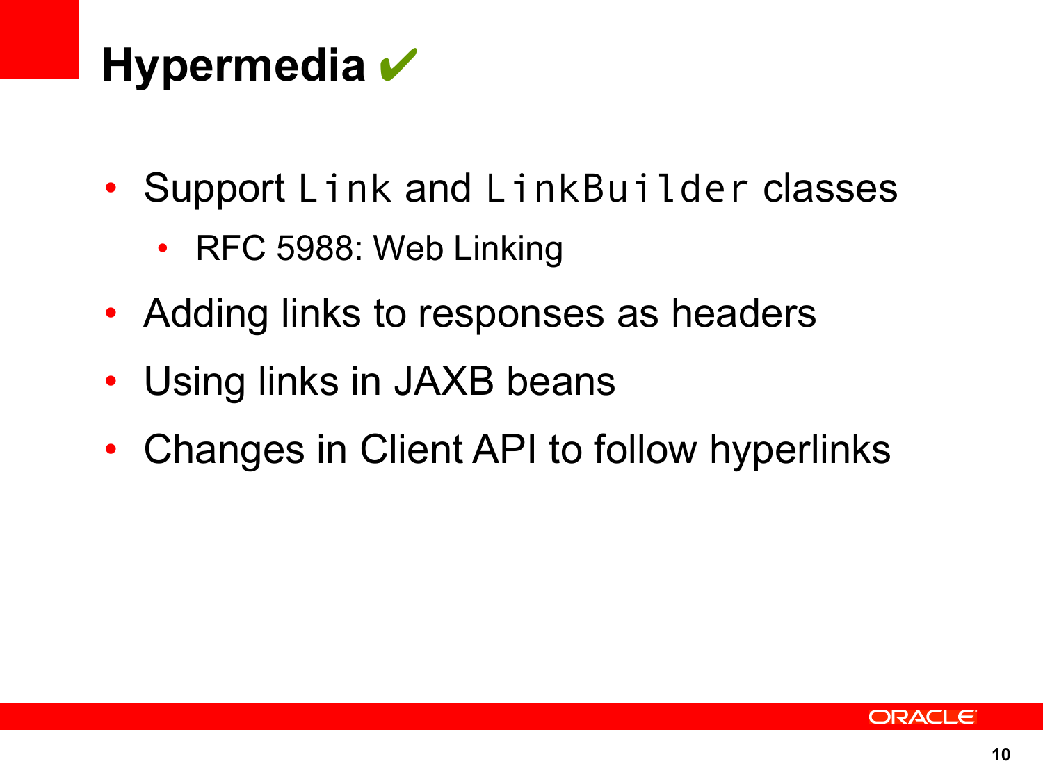# Hypermedia ✔

- Support `Link` and `LinkBuilder` classes
  - RFC 5988: Web Linking
- Adding links to responses as headers
- Using links in JAXB beans
- Changes in Client API to follow hyperlinks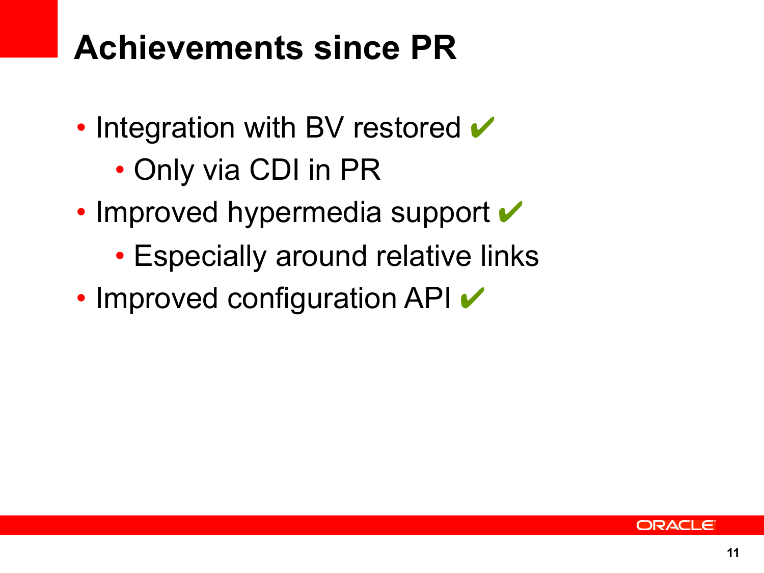# Achievements since PR

- Integration with BV restored ✔
  - Only via CDI in PR
- Improved hypermedia support ✔
  - Especially around relative links
- Improved configuration API ✔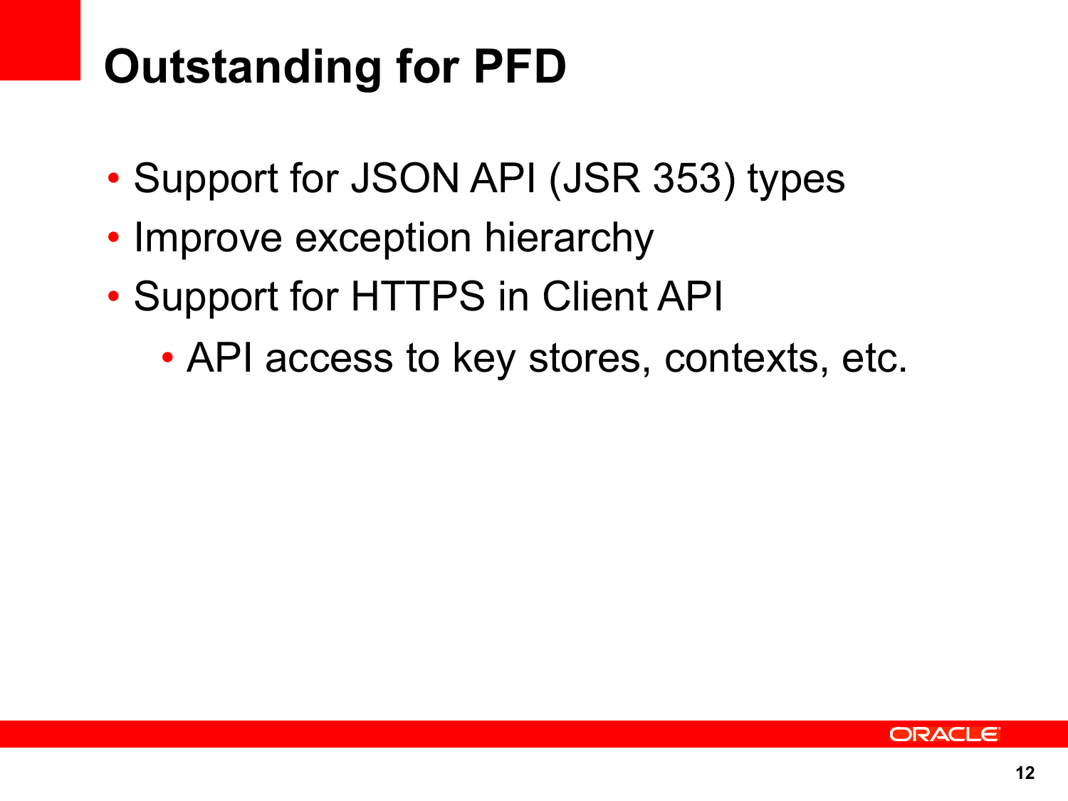# Outstanding for PFD

- Support for JSON API (JSR 353) types
- Improve exception hierarchy
- Support for HTTPS in Client API
  - API access to key stores, contexts, etc.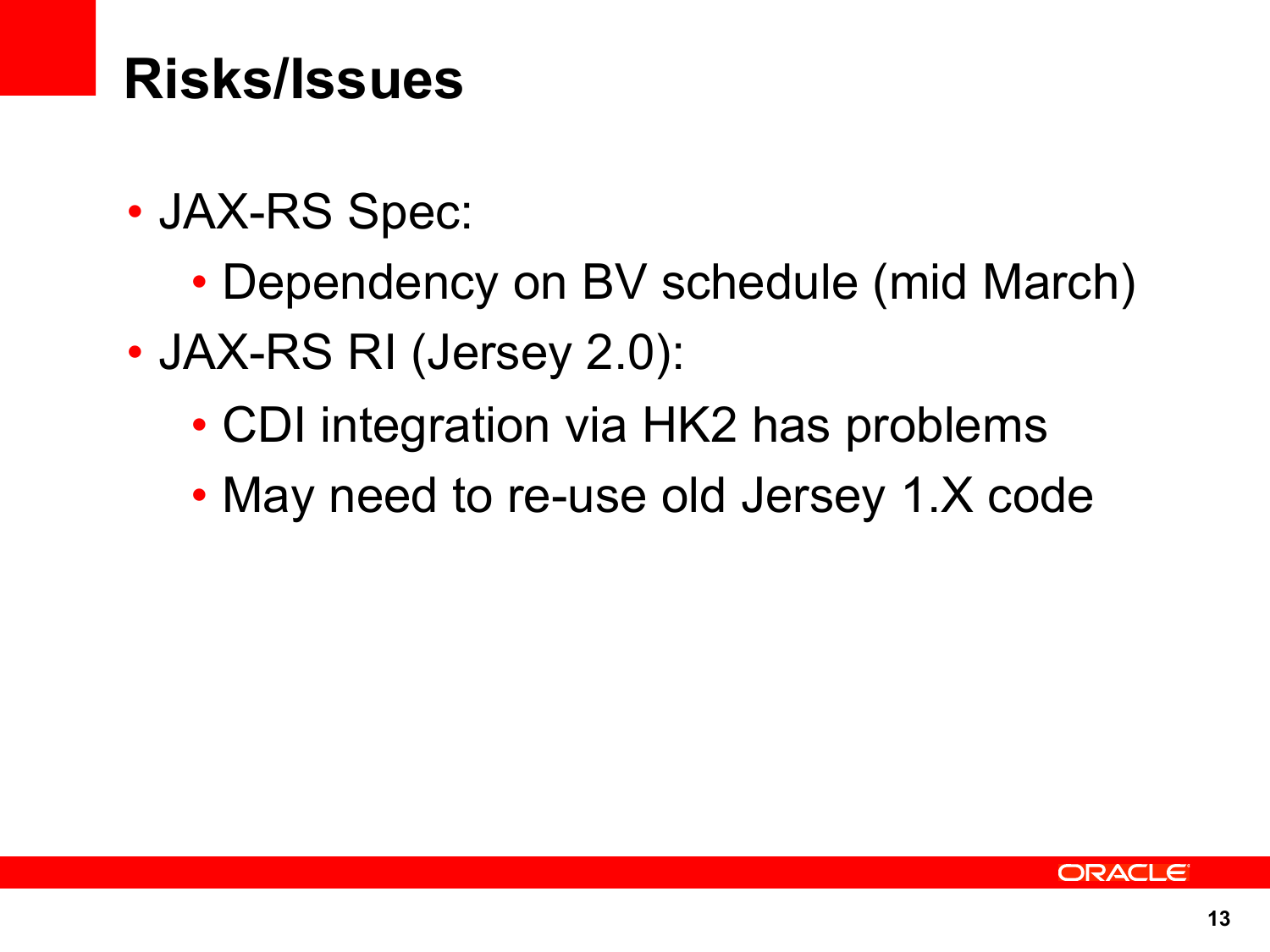# Risks/Issues

- JAX-RS Spec:
  - Dependency on BV schedule (mid March)
- JAX-RS RI (Jersey 2.0):
  - CDI integration via HK2 has problems
  - May need to re-use old Jersey 1.X code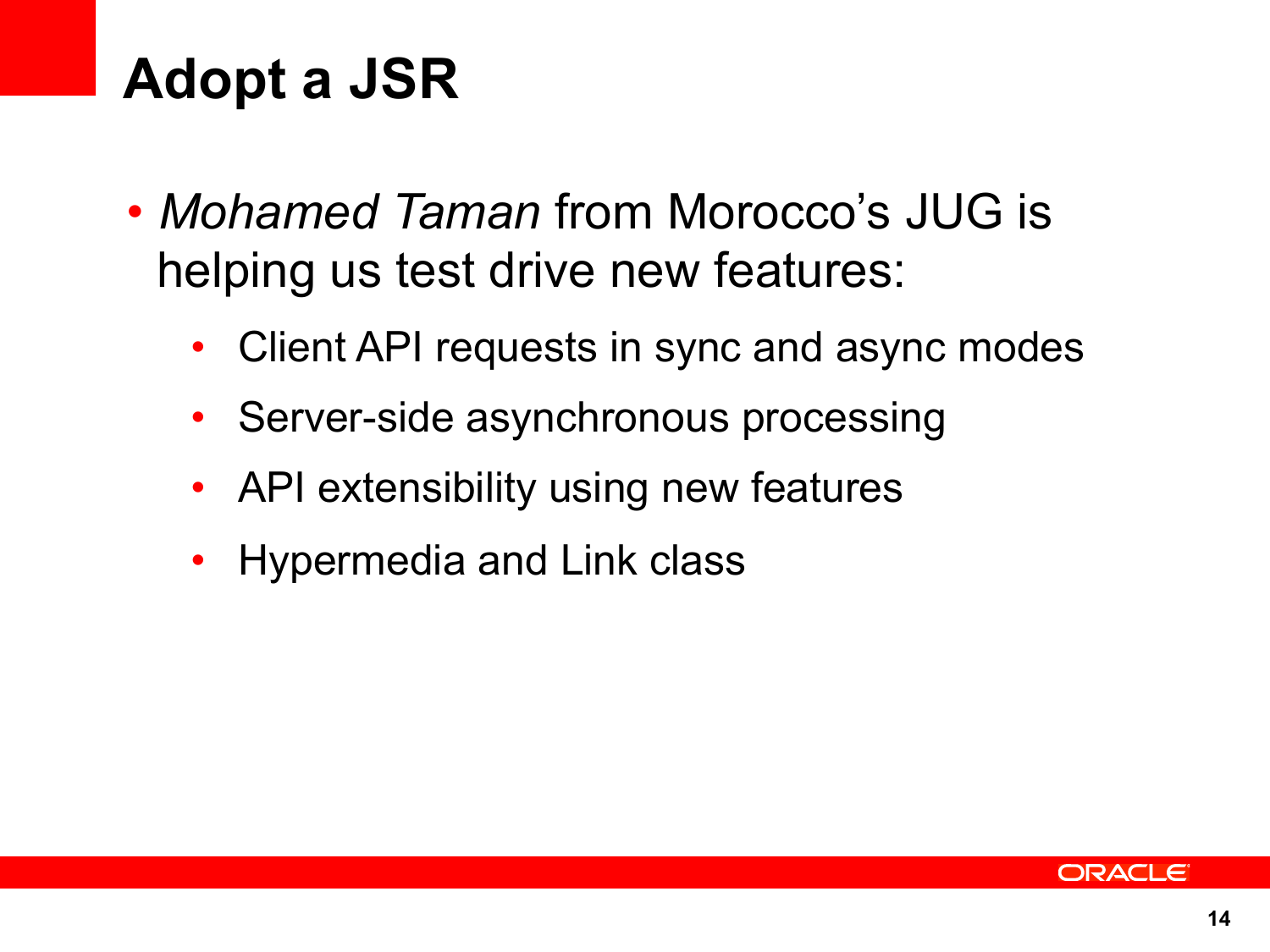# Adopt a JSR

- *Mohamed Taman* from Morocco's JUG is helping us test drive new features:
  - Client API requests in sync and async modes
  - Server-side asynchronous processing
  - API extensibility using new features
  - Hypermedia and Link class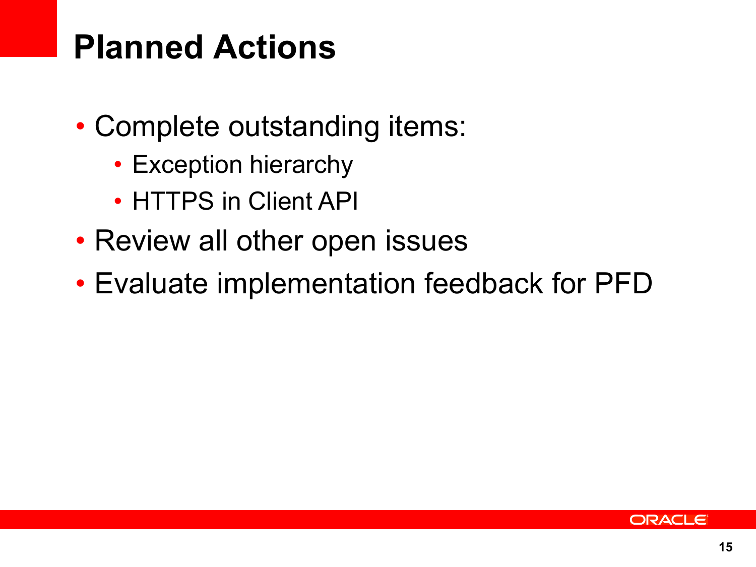# Planned Actions

- Complete outstanding items:
  - Exception hierarchy
  - HTTPS in Client API
- Review all other open issues
- Evaluate implementation feedback for PFD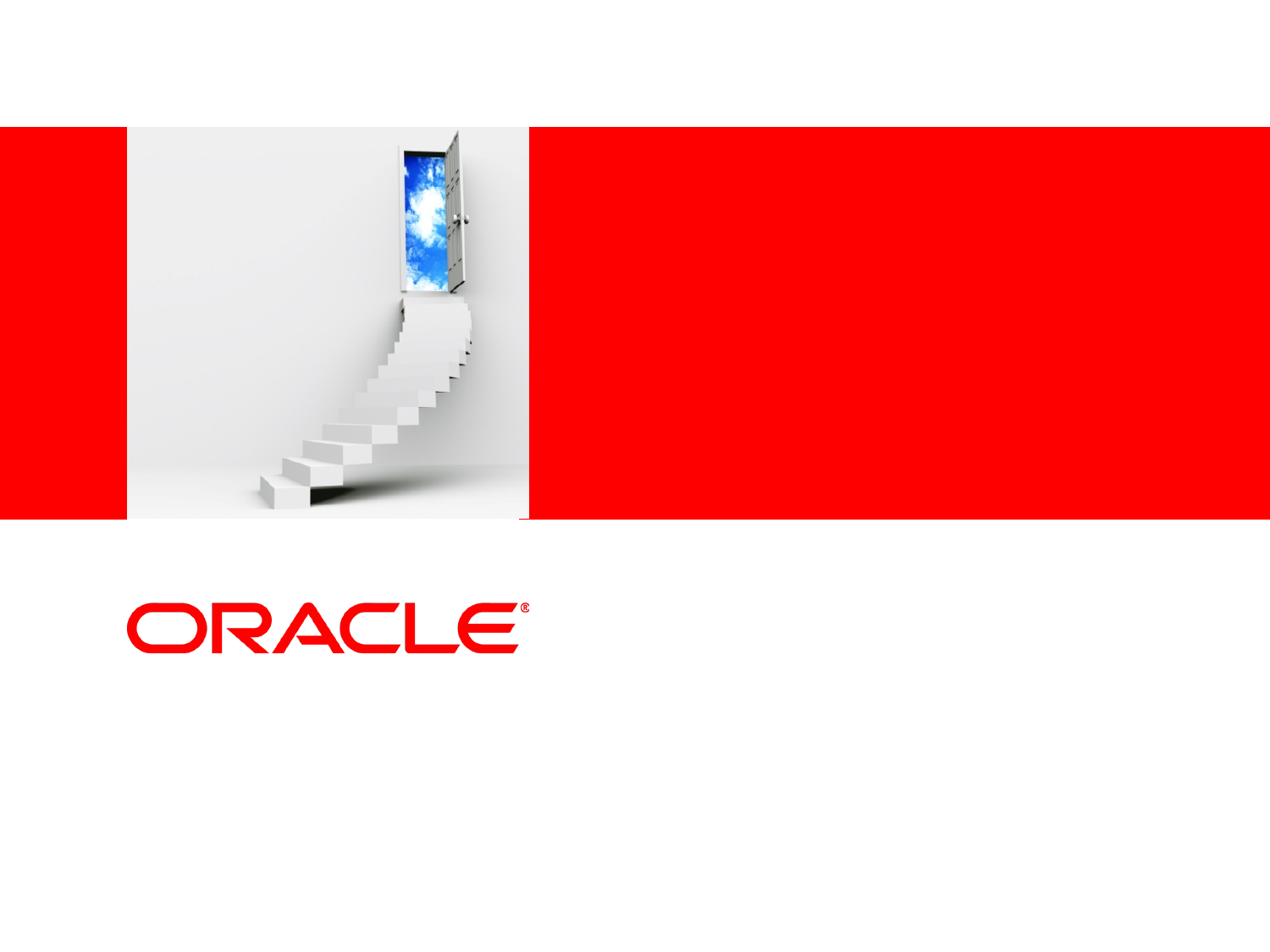ORACLE®